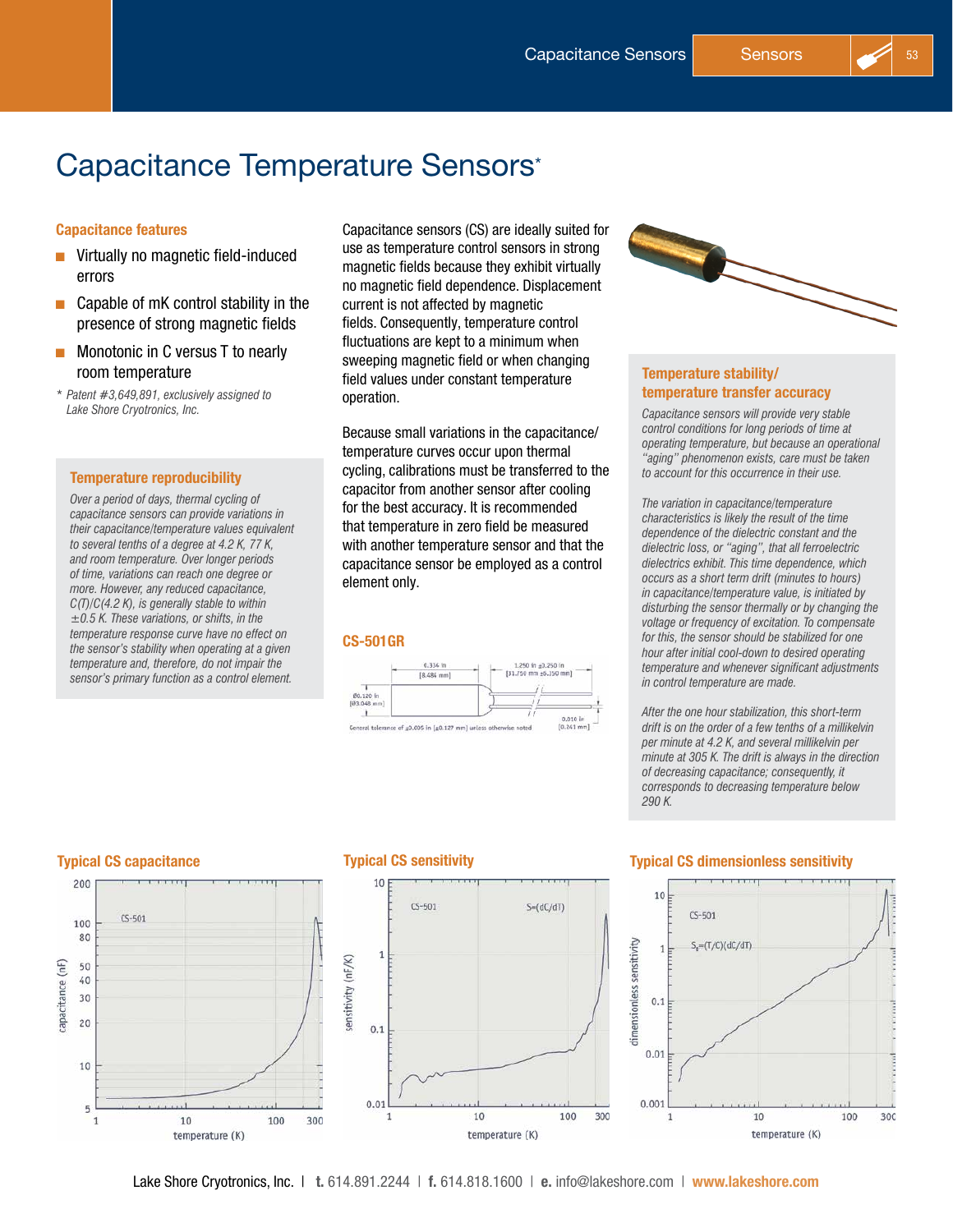# Capacitance Temperature Sensors*

### Capacitance features

- Virtually no magnetic field-induced errors
- Capable of mK control stability in the presence of strong magnetic fields
- Monotonic in C versus T to nearly room temperature

\* *Patent #3,649,891, exclusively assigned to Lake Shore Cryotronics, Inc.*

### Temperature reproducibility

*Over a period of days, thermal cycling of capacitance sensors can provide variations in their capacitance/temperature values equivalent to several tenths of a degree at 4.2 K, 77 K, and room temperature. Over longer periods of time, variations can reach one degree or more. However, any reduced capacitance, C(T)/C(4.2 K), is generally stable to within ±0.5 K. These variations, or shifts, in the temperature response curve have no effect on the sensor's stability when operating at a given temperature and, therefore, do not impair the sensor's primary function as a control element.*

Capacitance sensors (CS) are ideally suited for use as temperature control sensors in strong magnetic fields because they exhibit virtually no magnetic field dependence. Displacement current is not affected by magnetic fields. Consequently, temperature control fluctuations are kept to a minimum when sweeping magnetic field or when changing field values under constant temperature operation.

Because small variations in the capacitance/temperature curves occur upon thermal cycling, calibrations must be transferred to the capacitor from another sensor after cooling for the best accuracy. It is recommended that temperature in zero field be measured with another temperature sensor and that the capacitance sensor be employed as a control element only.

### CS-501GR

0.334 in [8.484 mm]; 1.250 in ±0.250 in [31.750 mm ±6.350 mm]; Ø0.120 in [Ø3.048 mm]; 0.010 in [0.241 mm]

General tolerance of ±0.005 in [±0.127 mm] unless otherwise noted

### Temperature stability/ temperature transfer accuracy

*Capacitance sensors will provide very stable control conditions for long periods of time at operating temperature, but because an operational "aging" phenomenon exists, care must be taken to account for this occurrence in their use.*

*The variation in capacitance/temperature characteristics is likely the result of the time dependence of the dielectric constant and the dielectric loss, or "aging", that all ferroelectric dielectrics exhibit. This time dependence, which occurs as a short term drift (minutes to hours) in capacitance/temperature value, is initiated by disturbing the sensor thermally or by changing the voltage or frequency of excitation. To compensate for this, the sensor should be stabilized for one hour after initial cool-down to desired operating temperature and whenever significant adjustments in control temperature are made.*

*After the one hour stabilization, this short-term drift is on the order of a few tenths of a millikelvin per minute at 4.2 K, and several millikelvin per minute at 305 K. The drift is always in the direction of decreasing capacitance; consequently, it corresponds to decreasing temperature below 290 K.*

### Typical CS capacitance

CS-501 — capacitance (nF) vs. temperature (K)

### Typical CS sensitivity

CS-501 — $S=(dC/dT)$ — sensitivity (nF/K) vs. temperature (K)

### Typical CS dimensionless sensitivity

CS-501 — $S_d=(T/C)(dC/dT)$ — dimensionless sensitivity vs. temperature (K)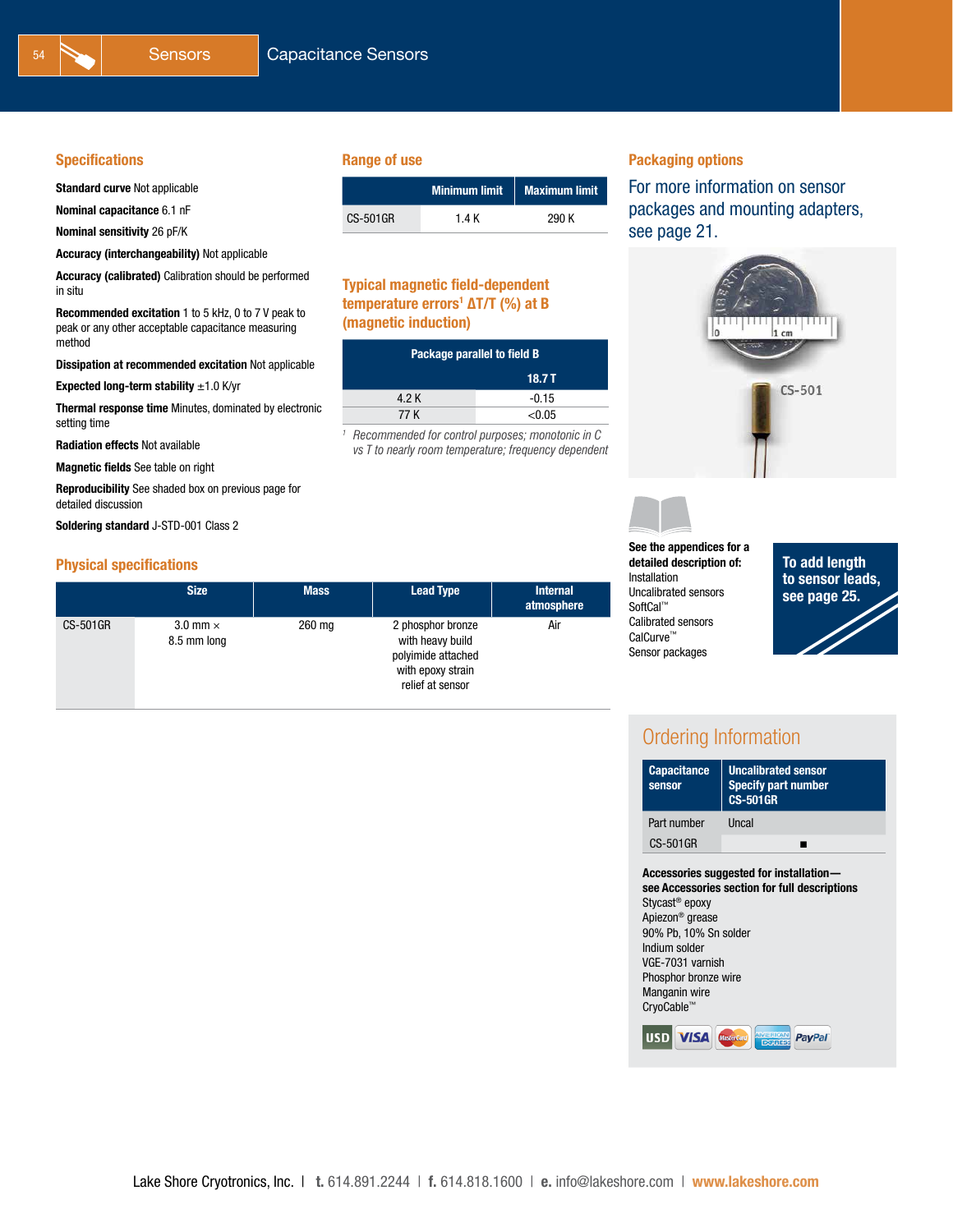## Specifications

**Standard curve** Not applicable

**Nominal capacitance** 6.1 nF

**Nominal sensitivity** 26 pF/K

**Accuracy (interchangeability)** Not applicable

**Accuracy (calibrated)** Calibration should be performed in situ

**Recommended excitation** 1 to 5 kHz, 0 to 7 V peak to peak or any other acceptable capacitance measuring method

**Dissipation at recommended excitation** Not applicable

**Expected long-term stability** ±1.0 K/yr

**Thermal response time** Minutes, dominated by electronic setting time

**Radiation effects** Not available

**Magnetic fields** See table on right

**Reproducibility** See shaded box on previous page for detailed discussion

**Soldering standard** J-STD-001 Class 2

## Range of use

| | Minimum limit | Maximum limit |
|---|---|---|
| CS-501GR | 1.4 K | 290 K |

## Typical magnetic field-dependent temperature errors[1] ΔT/T (%) at B (magnetic induction)

| | Package parallel to field B |
|---|---|
| | 18.7 T |
| 4.2 K | -0.15 |
| 77 K | <0.05 |

[1] *Recommended for control purposes; monotonic in C vs T to nearly room temperature; frequency dependent*

## Packaging options

For more information on sensor packages and mounting adapters, see page 21.

0 1 cm

CS-501

## Physical specifications

| | Size | Mass | Lead Type | Internal atmosphere |
|---|---|---|---|---|
| CS-501GR | 3.0 mm × 8.5 mm long | 260 mg | 2 phosphor bronze with heavy build polyimide attached with epoxy strain relief at sensor | Air |

**See the appendices for a detailed description of:**
Installation
Uncalibrated sensors
SoftCal™
Calibrated sensors
CalCurve™
Sensor packages

**To add length to sensor leads, see page 25.**

## Ordering Information

| Capacitance sensor | Uncalibrated sensor Specify part number CS-501GR |
|---|---|
| Part number | Uncal |
| CS-501GR | ■ |

**Accessories suggested for installation—see Accessories section for full descriptions**
Stycast® epoxy
Apiezon® grease
90% Pb, 10% Sn solder
Indium solder
VGE-7031 varnish
Phosphor bronze wire
Manganin wire
CryoCable™

USD VISA MasterCard AMERICAN EXPRESS PayPal

Lake Shore Cryotronics, Inc. | t. 614.891.2244 | f. 614.818.1600 | e. info@lakeshore.com | www.lakeshore.com